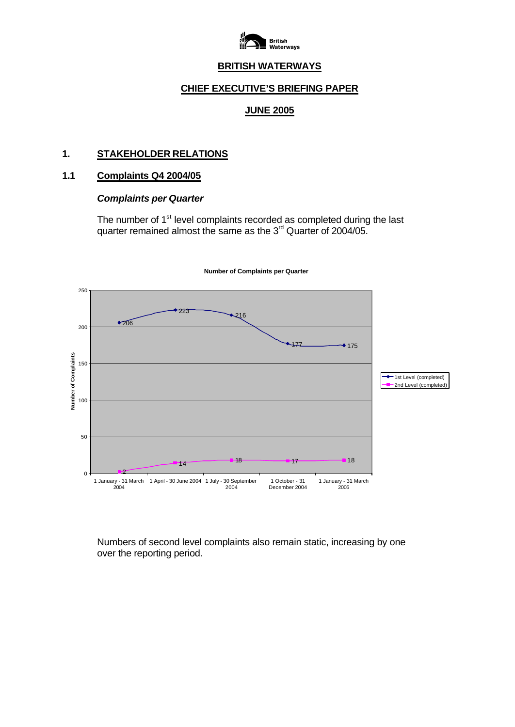**British Waterways**

# BRITISH WATERWAYS

## CHIEF EXECUTIVE'S BRIEFING PAPER

## JUNE 2005

## 1. STAKEHOLDER RELATIONS

### 1.1 Complaints Q4 2004/05

***Complaints per Quarter***

The number of 1st level complaints recorded as completed during the last quarter remained almost the same as the 3rd Quarter of 2004/05.

**Number of Complaints per Quarter**

| Quarter | 1st Level (completed) | 2nd Level (completed) |
|---|---|---|
| 1 January - 31 March 2004 | 206 | 2 |
| 1 April - 30 June 2004 | 223 | 14 |
| 1 July - 30 September 2004 | 216 | 18 |
| 1 October - 31 December 2004 | 177 | 17 |
| 1 January - 31 March 2005 | 175 | 18 |

Numbers of second level complaints also remain static, increasing by one over the reporting period.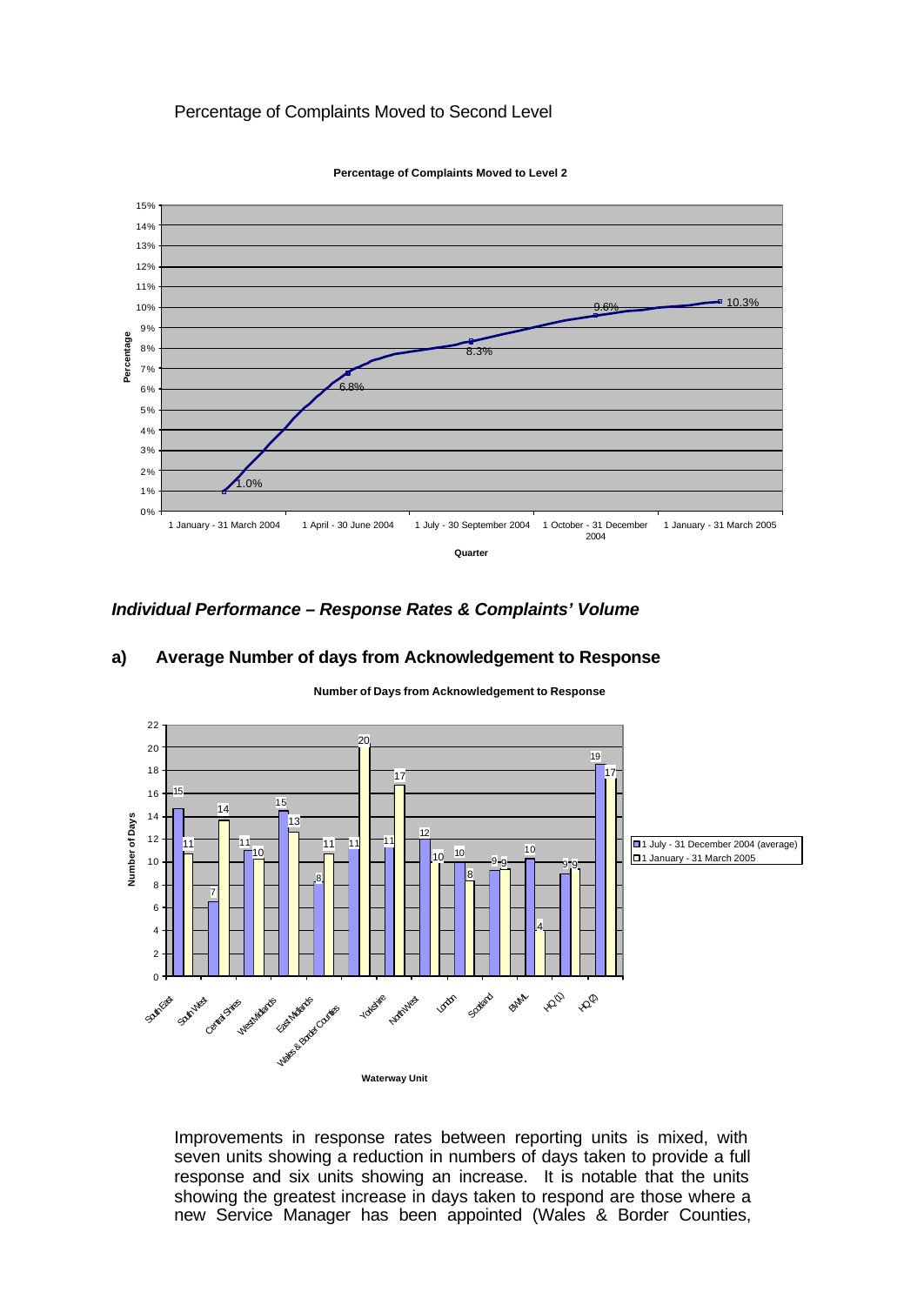Percentage of Complaints Moved to Second Level

**Percentage of Complaints Moved to Level 2**

| Quarter | Percentage |
|---|---|
| 1 January - 31 March 2004 | 1.0% |
| 1 April - 30 June 2004 | 6.8% |
| 1 July - 30 September 2004 | 8.3% |
| 1 October - 31 December 2004 | 9.6% |
| 1 January - 31 March 2005 | 10.3% |

### *Individual Performance – Response Rates & Complaints' Volume*

### a) Average Number of days from Acknowledgement to Response

**Number of Days from Acknowledgement to Response**

| Waterway Unit | 1 July - 31 December 2004 (average) | 1 January - 31 March 2005 |
|---|---|---|
| South East | 15 | 11 |
| South West | 7 | 14 |
| Central Shires | 11 | 10 |
| West Midlands | 15 | 13 |
| East Midlands | 8 | 11 |
| Wales & Border Counties | 11 | 20 |
| Yorkshire | 11 | 17 |
| North West | 12 | 10 |
| London | 10 | 8 |
| Scotland | 9 | 9 |
| BWML | 10 | 4 |
| HQ (1) | 9 | 9 |
| HQ (2) | 19 | 17 |

Improvements in response rates between reporting units is mixed, with seven units showing a reduction in numbers of days taken to provide a full response and six units showing an increase. It is notable that the units showing the greatest increase in days taken to respond are those where a new Service Manager has been appointed (Wales & Border Counties,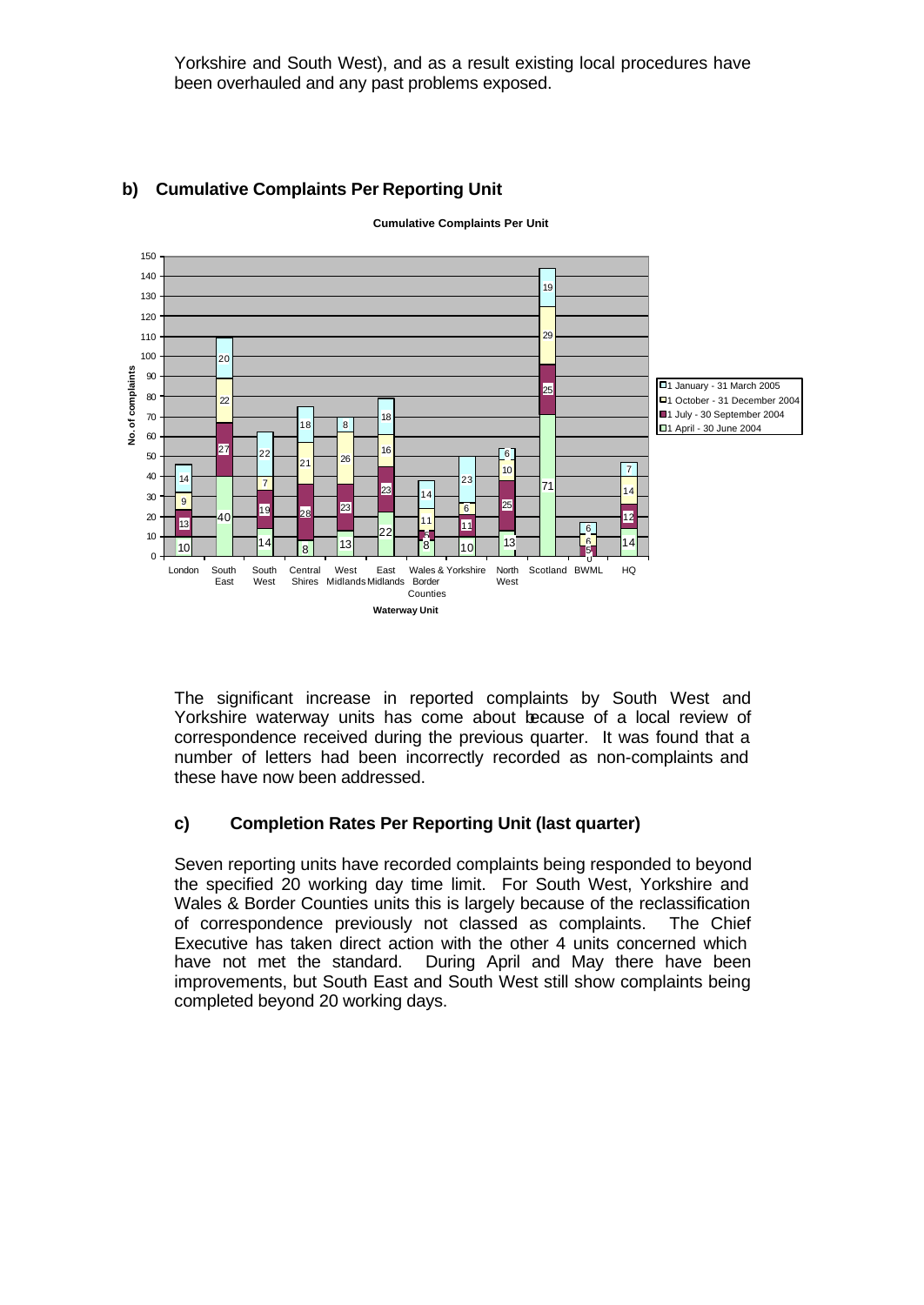Yorkshire and South West), and as a result existing local procedures have been overhauled and any past problems exposed.

### b) Cumulative Complaints Per Reporting Unit

**Cumulative Complaints Per Unit**

| Waterway Unit | 1 April - 30 June 2004 | 1 July - 30 September 2004 | 1 October - 31 December 2004 | 1 January - 31 March 2005 |
|---|---|---|---|---|
| London | 10 | 13 | 9 | 14 |
| South East | 40 | 27 | 22 | 20 |
| South West | 14 | 19 | 7 | 22 |
| Central Shires | 8 | 28 | 21 | 18 |
| West Midlands | 13 | 23 | 26 | 8 |
| East Midlands | 22 | 23 | 16 | 18 |
| Wales & Border Counties | 8 | 5 | 11 | 14 |
| Yorkshire | 10 | 11 | 6 | 23 |
| North West | 13 | 25 | 10 | 6 |
| Scotland | 71 | 25 | 29 | 19 |
| BWML | 0 | 5 | 6 | 6 |
| HQ | 14 | 12 | 14 | 7 |

The significant increase in reported complaints by South West and Yorkshire waterway units has come about because of a local review of correspondence received during the previous quarter. It was found that a number of letters had been incorrectly recorded as non-complaints and these have now been addressed.

### c) Completion Rates Per Reporting Unit (last quarter)

Seven reporting units have recorded complaints being responded to beyond the specified 20 working day time limit. For South West, Yorkshire and Wales & Border Counties units this is largely because of the reclassification of correspondence previously not classed as complaints. The Chief Executive has taken direct action with the other 4 units concerned which have not met the standard. During April and May there have been improvements, but South East and South West still show complaints being completed beyond 20 working days.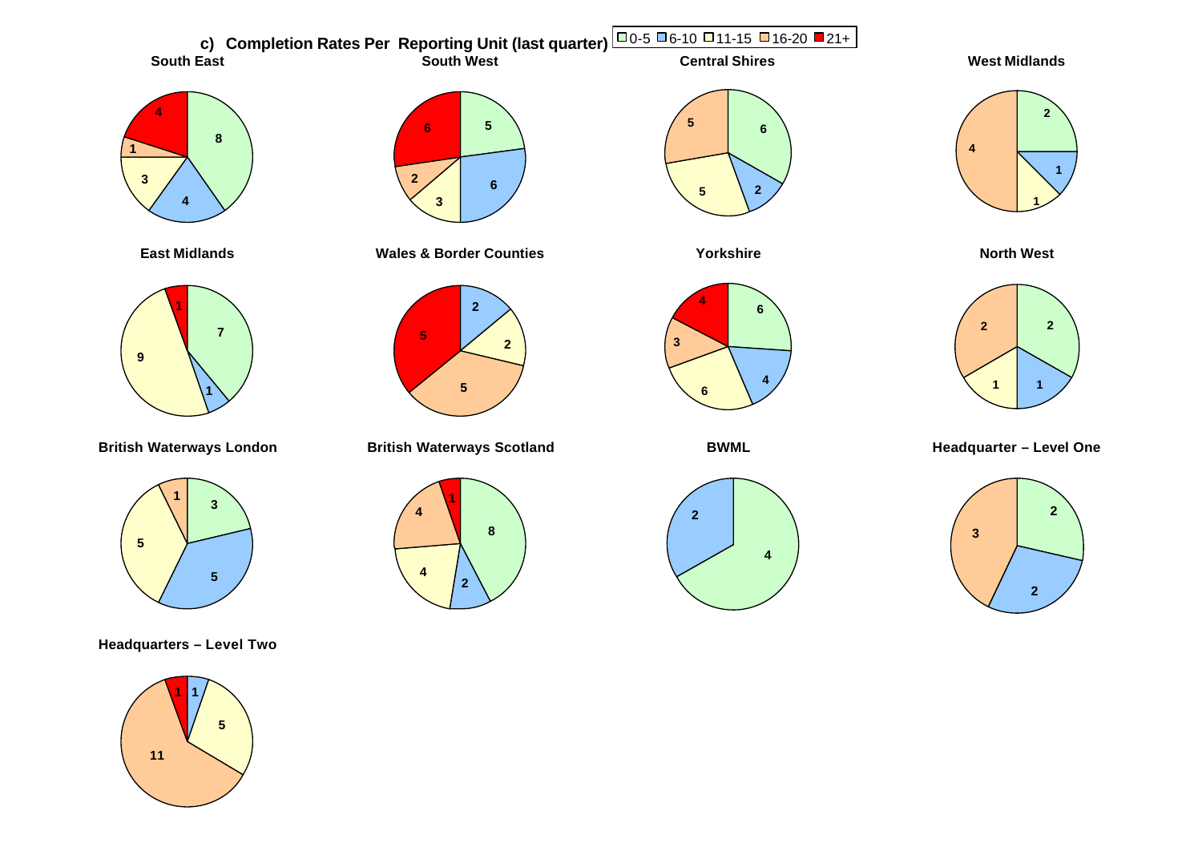## c) Completion Rates Per Reporting Unit (last quarter)

Legend: 0-5 | 6-10 | 11-15 | 16-20 | 21+

| Reporting Unit | 0-5 | 6-10 | 11-15 | 16-20 | 21+ |
|---|---|---|---|---|---|
| South East | 8 | 4 | 3 | 1 | 4 |
| South West | 5 | 6 | 3 | 2 | 6 |
| Central Shires | 6 | 2 | 5 | 5 | |
| West Midlands | 2 | 1 | 1 | 4 | |
| East Midlands | 7 | 1 | 9 | | 1 |
| Wales & Border Counties | | 2 | 2 | 5 | 5 |
| Yorkshire | 6 | 4 | 6 | 3 | 4 |
| North West | 2 | 1 | 1 | 2 | |
| British Waterways London | 3 | 5 | 5 | 1 | |
| British Waterways Scotland | 8 | 2 | 4 | 4 | 1 |
| BWML | 4 | 2 | | | |
| Headquarter – Level One | 2 | 2 | | 3 | |
| Headquarters – Level Two | | 1 | 5 | 11 | 1 |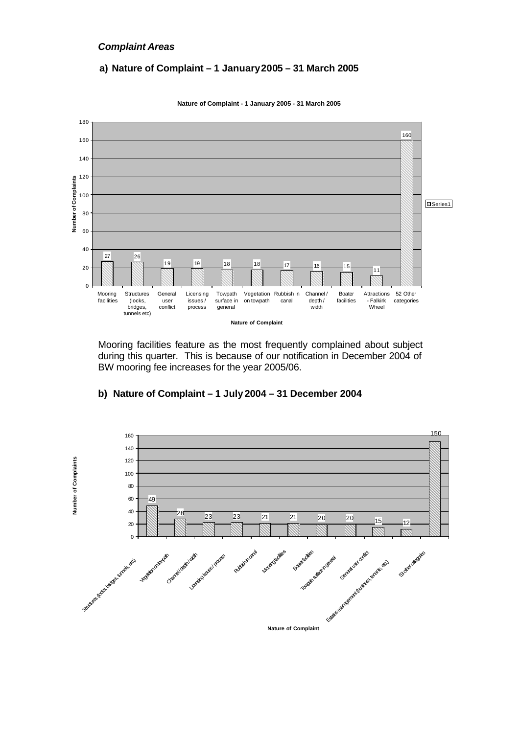***Complaint Areas***

### a) Nature of Complaint – 1 January 2005 – 31 March 2005

**Nature of Complaint - 1 January 2005 - 31 March 2005**

| Nature of Complaint | Number of Complaints |
|---|---|
| Mooring facilities | 27 |
| Structures (locks, bridges, tunnels etc) | 26 |
| General user conflict | 19 |
| Licensing issues / process | 19 |
| Towpath surface in general | 18 |
| Vegetation on towpath | 18 |
| Rubbish in canal | 17 |
| Channel / depth / width | 16 |
| Boater facilities | 15 |
| Attractions - Falkirk Wheel | 11 |
| 52 Other categories | 160 |

Mooring facilities feature as the most frequently complained about subject during this quarter. This is because of our notification in December 2004 of BW mooring fee increases for the year 2005/06.

### b) Nature of Complaint – 1 July 2004 – 31 December 2004

| Nature of Complaint | Number of Complaints |
|---|---|
| Structures (locks, bridges, tunnels, etc) | 49 |
| Vegetation on towpath | 28 |
| Channel / depth / width | 23 |
| Licensing issues / process | 23 |
| Rubbish in canal | 21 |
| Mooring facilities | 21 |
| Boater facilities | 20 |
| Towpath surface in general | 20 |
| General user conflict | 15 |
| Estates management (business, tenants, etc) | 12 |
| 53 other categories | 150 |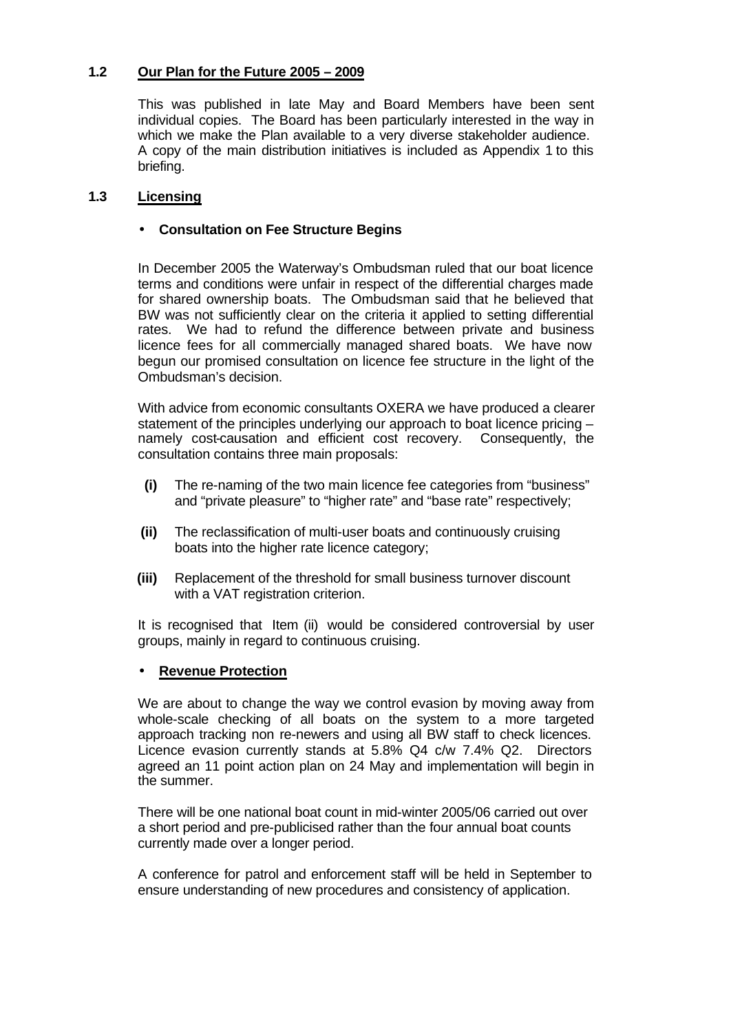### 1.2 Our Plan for the Future 2005 – 2009

This was published in late May and Board Members have been sent individual copies. The Board has been particularly interested in the way in which we make the Plan available to a very diverse stakeholder audience. A copy of the main distribution initiatives is included as Appendix 1 to this briefing.

### 1.3 Licensing

- **Consultation on Fee Structure Begins**

In December 2005 the Waterway's Ombudsman ruled that our boat licence terms and conditions were unfair in respect of the differential charges made for shared ownership boats. The Ombudsman said that he believed that BW was not sufficiently clear on the criteria it applied to setting differential rates. We had to refund the difference between private and business licence fees for all commercially managed shared boats. We have now begun our promised consultation on licence fee structure in the light of the Ombudsman's decision.

With advice from economic consultants OXERA we have produced a clearer statement of the principles underlying our approach to boat licence pricing – namely cost-causation and efficient cost recovery. Consequently, the consultation contains three main proposals:

**(i)** The re-naming of the two main licence fee categories from "business" and "private pleasure" to "higher rate" and "base rate" respectively;

**(ii)** The reclassification of multi-user boats and continuously cruising boats into the higher rate licence category;

**(iii)** Replacement of the threshold for small business turnover discount with a VAT registration criterion.

It is recognised that Item (ii) would be considered controversial by user groups, mainly in regard to continuous cruising.

- **Revenue Protection**

We are about to change the way we control evasion by moving away from whole-scale checking of all boats on the system to a more targeted approach tracking non re-newers and using all BW staff to check licences. Licence evasion currently stands at 5.8% Q4 c/w 7.4% Q2. Directors agreed an 11 point action plan on 24 May and implementation will begin in the summer.

There will be one national boat count in mid-winter 2005/06 carried out over a short period and pre-publicised rather than the four annual boat counts currently made over a longer period.

A conference for patrol and enforcement staff will be held in September to ensure understanding of new procedures and consistency of application.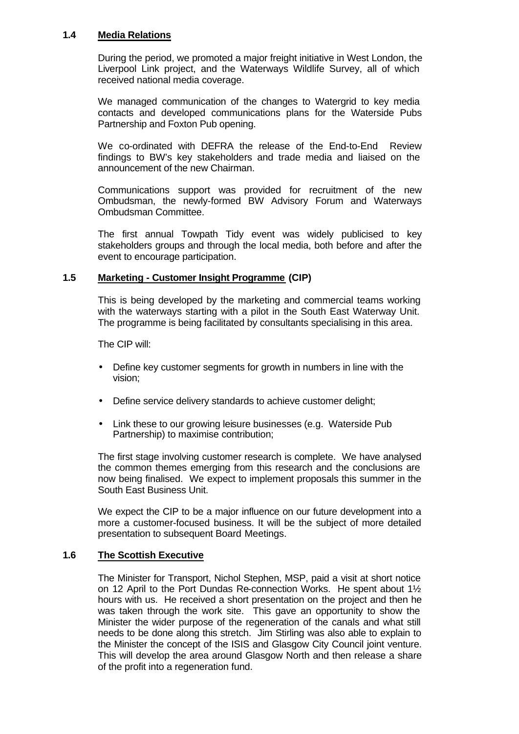### 1.4 Media Relations

During the period, we promoted a major freight initiative in West London, the Liverpool Link project, and the Waterways Wildlife Survey, all of which received national media coverage.

We managed communication of the changes to Watergrid to key media contacts and developed communications plans for the Waterside Pubs Partnership and Foxton Pub opening.

We co-ordinated with DEFRA the release of the End-to-End Review findings to BW's key stakeholders and trade media and liaised on the announcement of the new Chairman.

Communications support was provided for recruitment of the new Ombudsman, the newly-formed BW Advisory Forum and Waterways Ombudsman Committee.

The first annual Towpath Tidy event was widely publicised to key stakeholders groups and through the local media, both before and after the event to encourage participation.

### 1.5 Marketing - Customer Insight Programme (CIP)

This is being developed by the marketing and commercial teams working with the waterways starting with a pilot in the South East Waterway Unit. The programme is being facilitated by consultants specialising in this area.

The CIP will:

- Define key customer segments for growth in numbers in line with the vision;
- Define service delivery standards to achieve customer delight;
- Link these to our growing leisure businesses (e.g. Waterside Pub Partnership) to maximise contribution;

The first stage involving customer research is complete. We have analysed the common themes emerging from this research and the conclusions are now being finalised. We expect to implement proposals this summer in the South East Business Unit.

We expect the CIP to be a major influence on our future development into a more a customer-focused business. It will be the subject of more detailed presentation to subsequent Board Meetings.

### 1.6 The Scottish Executive

The Minister for Transport, Nichol Stephen, MSP, paid a visit at short notice on 12 April to the Port Dundas Re-connection Works. He spent about 1½ hours with us. He received a short presentation on the project and then he was taken through the work site. This gave an opportunity to show the Minister the wider purpose of the regeneration of the canals and what still needs to be done along this stretch. Jim Stirling was also able to explain to the Minister the concept of the ISIS and Glasgow City Council joint venture. This will develop the area around Glasgow North and then release a share of the profit into a regeneration fund.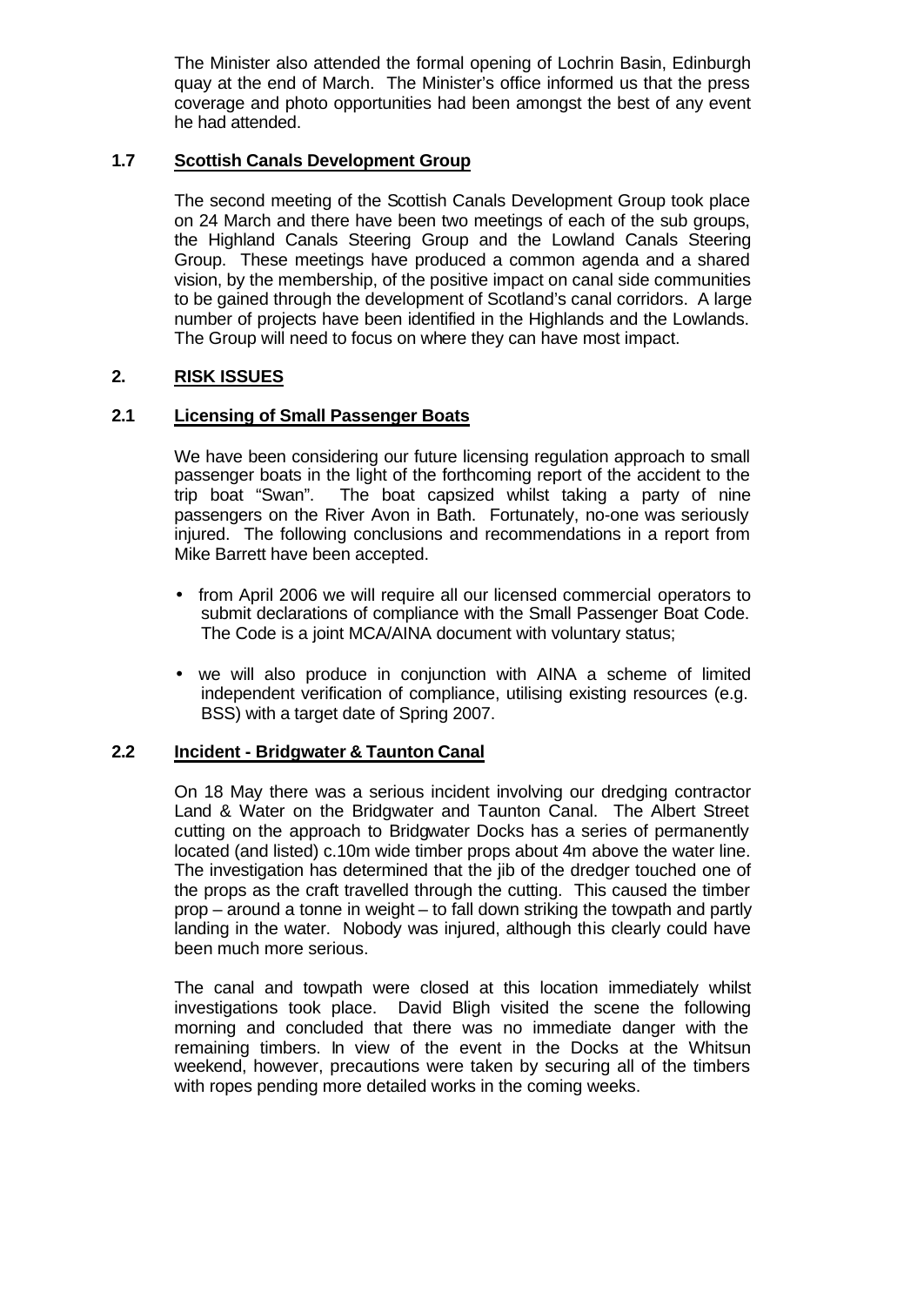The Minister also attended the formal opening of Lochrin Basin, Edinburgh quay at the end of March. The Minister's office informed us that the press coverage and photo opportunities had been amongst the best of any event he had attended.

### 1.7 Scottish Canals Development Group

The second meeting of the Scottish Canals Development Group took place on 24 March and there have been two meetings of each of the sub groups, the Highland Canals Steering Group and the Lowland Canals Steering Group. These meetings have produced a common agenda and a shared vision, by the membership, of the positive impact on canal side communities to be gained through the development of Scotland's canal corridors. A large number of projects have been identified in the Highlands and the Lowlands. The Group will need to focus on where they can have most impact.

## 2. RISK ISSUES

### 2.1 Licensing of Small Passenger Boats

We have been considering our future licensing regulation approach to small passenger boats in the light of the forthcoming report of the accident to the trip boat "Swan". The boat capsized whilst taking a party of nine passengers on the River Avon in Bath. Fortunately, no-one was seriously injured. The following conclusions and recommendations in a report from Mike Barrett have been accepted.

- from April 2006 we will require all our licensed commercial operators to submit declarations of compliance with the Small Passenger Boat Code. The Code is a joint MCA/AINA document with voluntary status;
- we will also produce in conjunction with AINA a scheme of limited independent verification of compliance, utilising existing resources (e.g. BSS) with a target date of Spring 2007.

### 2.2 Incident - Bridgwater & Taunton Canal

On 18 May there was a serious incident involving our dredging contractor Land & Water on the Bridgwater and Taunton Canal. The Albert Street cutting on the approach to Bridgwater Docks has a series of permanently located (and listed) c.10m wide timber props about 4m above the water line. The investigation has determined that the jib of the dredger touched one of the props as the craft travelled through the cutting. This caused the timber prop – around a tonne in weight – to fall down striking the towpath and partly landing in the water. Nobody was injured, although this clearly could have been much more serious.

The canal and towpath were closed at this location immediately whilst investigations took place. David Bligh visited the scene the following morning and concluded that there was no immediate danger with the remaining timbers. In view of the event in the Docks at the Whitsun weekend, however, precautions were taken by securing all of the timbers with ropes pending more detailed works in the coming weeks.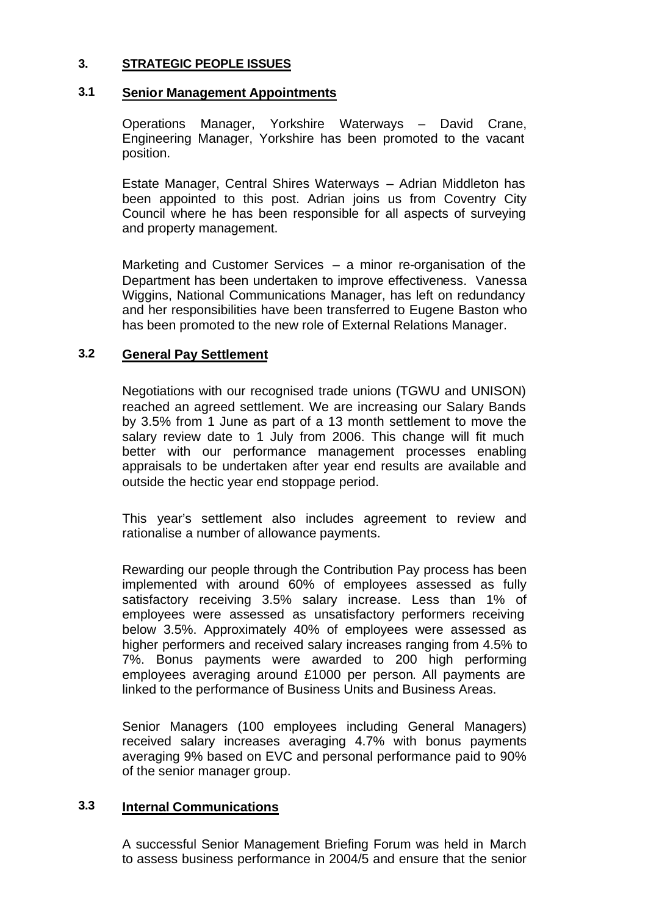## 3. STRATEGIC PEOPLE ISSUES

### 3.1 Senior Management Appointments

Operations Manager, Yorkshire Waterways – David Crane, Engineering Manager, Yorkshire has been promoted to the vacant position.

Estate Manager, Central Shires Waterways – Adrian Middleton has been appointed to this post. Adrian joins us from Coventry City Council where he has been responsible for all aspects of surveying and property management.

Marketing and Customer Services – a minor re-organisation of the Department has been undertaken to improve effectiveness. Vanessa Wiggins, National Communications Manager, has left on redundancy and her responsibilities have been transferred to Eugene Baston who has been promoted to the new role of External Relations Manager.

### 3.2 General Pay Settlement

Negotiations with our recognised trade unions (TGWU and UNISON) reached an agreed settlement. We are increasing our Salary Bands by 3.5% from 1 June as part of a 13 month settlement to move the salary review date to 1 July from 2006. This change will fit much better with our performance management processes enabling appraisals to be undertaken after year end results are available and outside the hectic year end stoppage period.

This year's settlement also includes agreement to review and rationalise a number of allowance payments.

Rewarding our people through the Contribution Pay process has been implemented with around 60% of employees assessed as fully satisfactory receiving 3.5% salary increase. Less than 1% of employees were assessed as unsatisfactory performers receiving below 3.5%. Approximately 40% of employees were assessed as higher performers and received salary increases ranging from 4.5% to 7%. Bonus payments were awarded to 200 high performing employees averaging around £1000 per person. All payments are linked to the performance of Business Units and Business Areas.

Senior Managers (100 employees including General Managers) received salary increases averaging 4.7% with bonus payments averaging 9% based on EVC and personal performance paid to 90% of the senior manager group.

### 3.3 Internal Communications

A successful Senior Management Briefing Forum was held in March to assess business performance in 2004/5 and ensure that the senior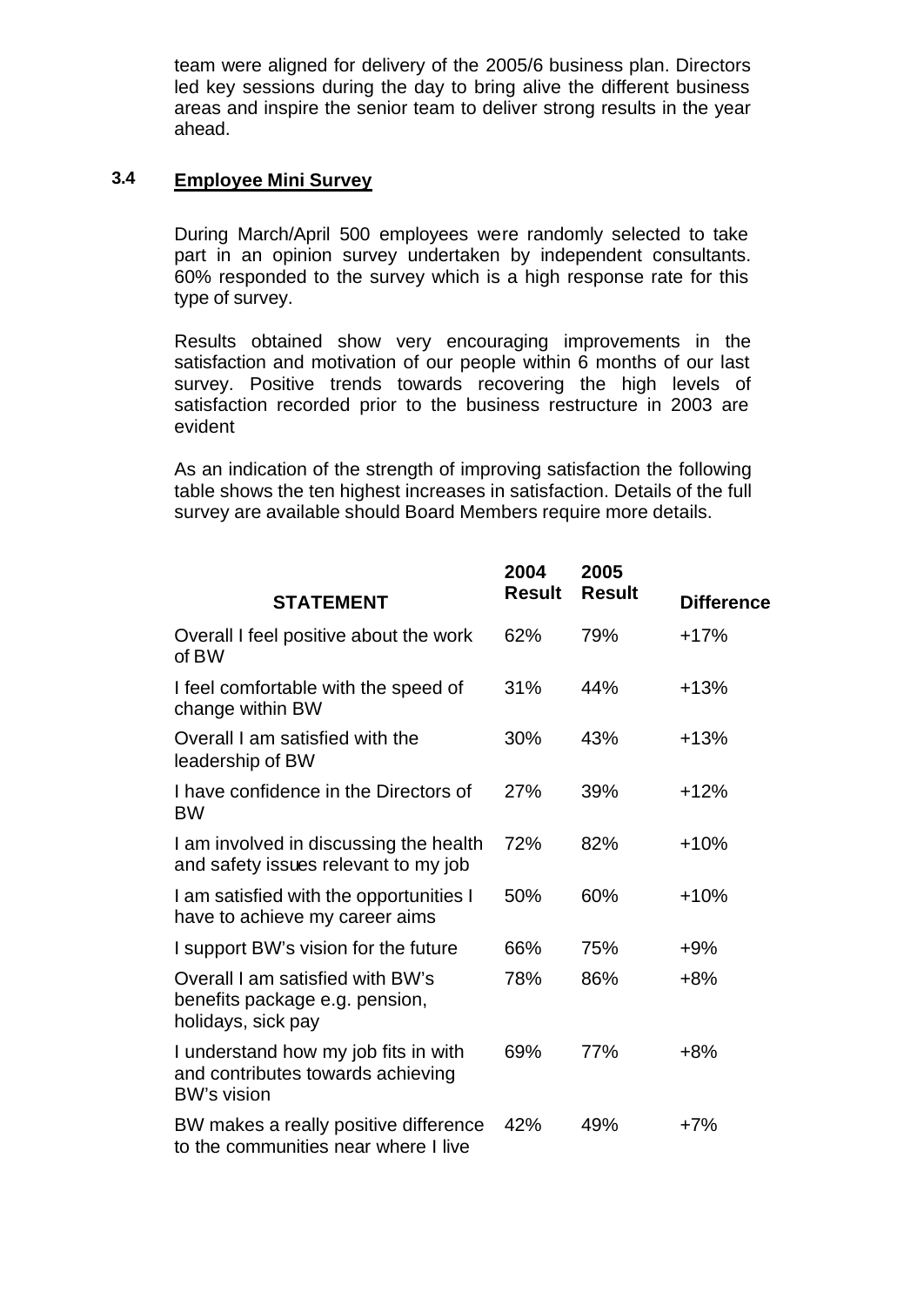team were aligned for delivery of the 2005/6 business plan. Directors led key sessions during the day to bring alive the different business areas and inspire the senior team to deliver strong results in the year ahead.

### 3.4 Employee Mini Survey

During March/April 500 employees were randomly selected to take part in an opinion survey undertaken by independent consultants. 60% responded to the survey which is a high response rate for this type of survey.

Results obtained show very encouraging improvements in the satisfaction and motivation of our people within 6 months of our last survey. Positive trends towards recovering the high levels of satisfaction recorded prior to the business restructure in 2003 are evident

As an indication of the strength of improving satisfaction the following table shows the ten highest increases in satisfaction. Details of the full survey are available should Board Members require more details.

| STATEMENT | 2004 Result | 2005 Result | Difference |
|---|---|---|---|
| Overall I feel positive about the work of BW | 62% | 79% | +17% |
| I feel comfortable with the speed of change within BW | 31% | 44% | +13% |
| Overall I am satisfied with the leadership of BW | 30% | 43% | +13% |
| I have confidence in the Directors of BW | 27% | 39% | +12% |
| I am involved in discussing the health and safety issues relevant to my job | 72% | 82% | +10% |
| I am satisfied with the opportunities I have to achieve my career aims | 50% | 60% | +10% |
| I support BW's vision for the future | 66% | 75% | +9% |
| Overall I am satisfied with BW's benefits package e.g. pension, holidays, sick pay | 78% | 86% | +8% |
| I understand how my job fits in with and contributes towards achieving BW's vision | 69% | 77% | +8% |
| BW makes a really positive difference to the communities near where I live | 42% | 49% | +7% |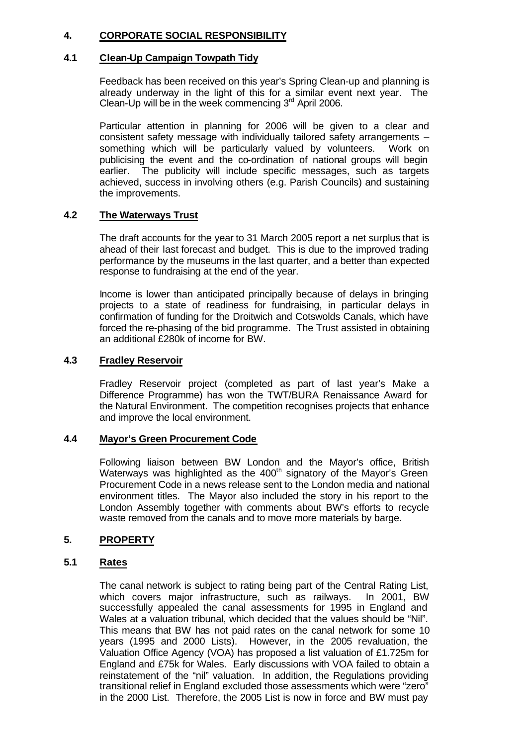## 4. CORPORATE SOCIAL RESPONSIBILITY

### 4.1 Clean-Up Campaign Towpath Tidy

Feedback has been received on this year's Spring Clean-up and planning is already underway in the light of this for a similar event next year. The Clean-Up will be in the week commencing 3rd April 2006.

Particular attention in planning for 2006 will be given to a clear and consistent safety message with individually tailored safety arrangements – something which will be particularly valued by volunteers. Work on publicising the event and the co-ordination of national groups will begin earlier. The publicity will include specific messages, such as targets achieved, success in involving others (e.g. Parish Councils) and sustaining the improvements.

### 4.2 The Waterways Trust

The draft accounts for the year to 31 March 2005 report a net surplus that is ahead of their last forecast and budget. This is due to the improved trading performance by the museums in the last quarter, and a better than expected response to fundraising at the end of the year.

Income is lower than anticipated principally because of delays in bringing projects to a state of readiness for fundraising, in particular delays in confirmation of funding for the Droitwich and Cotswolds Canals, which have forced the re-phasing of the bid programme. The Trust assisted in obtaining an additional £280k of income for BW.

### 4.3 Fradley Reservoir

Fradley Reservoir project (completed as part of last year's Make a Difference Programme) has won the TWT/BURA Renaissance Award for the Natural Environment. The competition recognises projects that enhance and improve the local environment.

### 4.4 Mayor's Green Procurement Code

Following liaison between BW London and the Mayor's office, British Waterways was highlighted as the 400th signatory of the Mayor's Green Procurement Code in a news release sent to the London media and national environment titles. The Mayor also included the story in his report to the London Assembly together with comments about BW's efforts to recycle waste removed from the canals and to move more materials by barge.

## 5. PROPERTY

### 5.1 Rates

The canal network is subject to rating being part of the Central Rating List, which covers major infrastructure, such as railways. In 2001, BW successfully appealed the canal assessments for 1995 in England and Wales at a valuation tribunal, which decided that the values should be "Nil". This means that BW has not paid rates on the canal network for some 10 years (1995 and 2000 Lists). However, in the 2005 revaluation, the Valuation Office Agency (VOA) has proposed a list valuation of £1.725m for England and £75k for Wales. Early discussions with VOA failed to obtain a reinstatement of the "nil" valuation. In addition, the Regulations providing transitional relief in England excluded those assessments which were "zero" in the 2000 List. Therefore, the 2005 List is now in force and BW must pay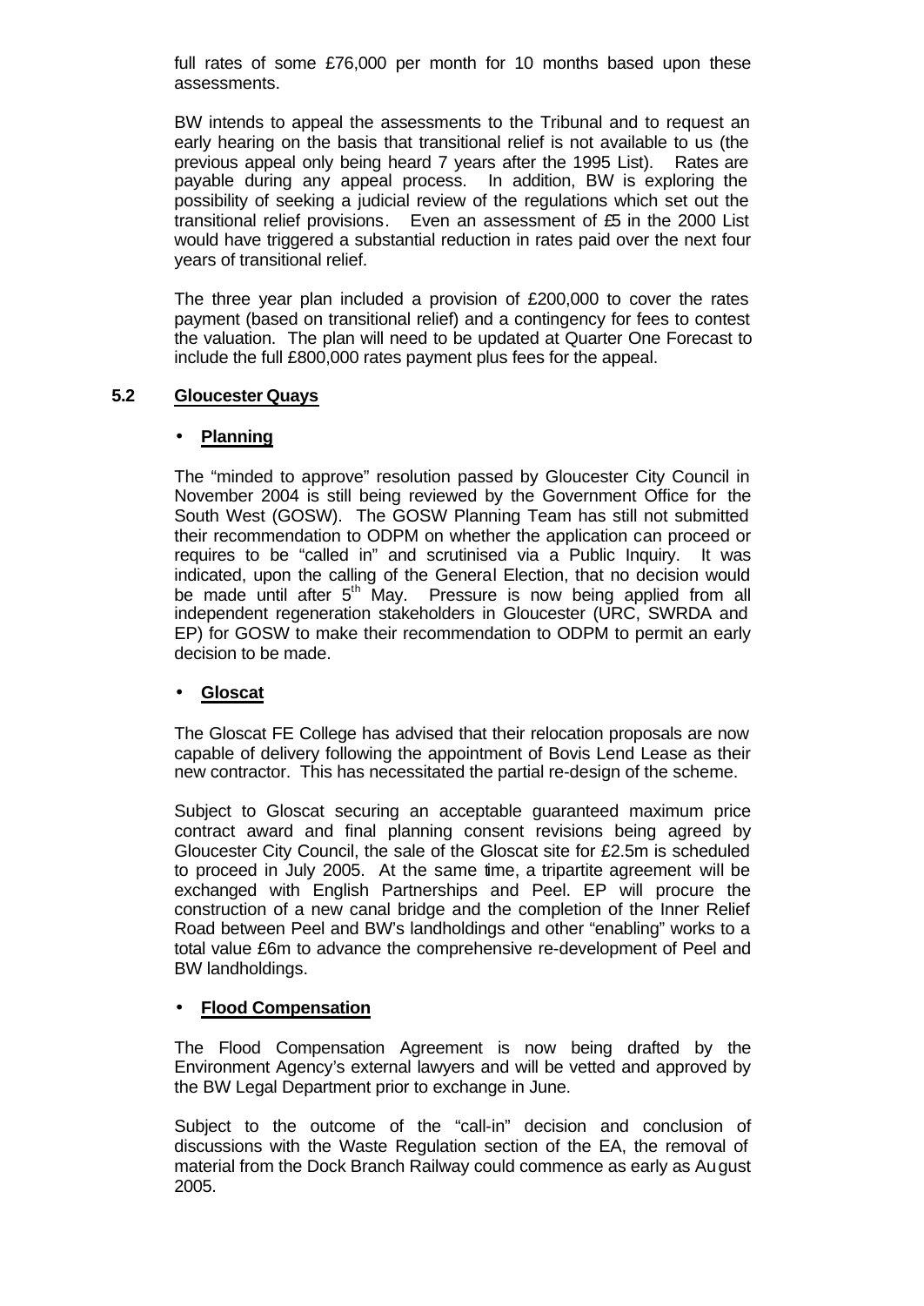full rates of some £76,000 per month for 10 months based upon these assessments.

BW intends to appeal the assessments to the Tribunal and to request an early hearing on the basis that transitional relief is not available to us (the previous appeal only being heard 7 years after the 1995 List). Rates are payable during any appeal process. In addition, BW is exploring the possibility of seeking a judicial review of the regulations which set out the transitional relief provisions. Even an assessment of £5 in the 2000 List would have triggered a substantial reduction in rates paid over the next four years of transitional relief.

The three year plan included a provision of £200,000 to cover the rates payment (based on transitional relief) and a contingency for fees to contest the valuation. The plan will need to be updated at Quarter One Forecast to include the full £800,000 rates payment plus fees for the appeal.

### 5.2 Gloucester Quays

- **Planning**

The "minded to approve" resolution passed by Gloucester City Council in November 2004 is still being reviewed by the Government Office for the South West (GOSW). The GOSW Planning Team has still not submitted their recommendation to ODPM on whether the application can proceed or requires to be "called in" and scrutinised via a Public Inquiry. It was indicated, upon the calling of the General Election, that no decision would be made until after 5th May. Pressure is now being applied from all independent regeneration stakeholders in Gloucester (URC, SWRDA and EP) for GOSW to make their recommendation to ODPM to permit an early decision to be made.

- **Gloscat**

The Gloscat FE College has advised that their relocation proposals are now capable of delivery following the appointment of Bovis Lend Lease as their new contractor. This has necessitated the partial re-design of the scheme.

Subject to Gloscat securing an acceptable guaranteed maximum price contract award and final planning consent revisions being agreed by Gloucester City Council, the sale of the Gloscat site for £2.5m is scheduled to proceed in July 2005. At the same time, a tripartite agreement will be exchanged with English Partnerships and Peel. EP will procure the construction of a new canal bridge and the completion of the Inner Relief Road between Peel and BW's landholdings and other "enabling" works to a total value £6m to advance the comprehensive re-development of Peel and BW landholdings.

- **Flood Compensation**

The Flood Compensation Agreement is now being drafted by the Environment Agency's external lawyers and will be vetted and approved by the BW Legal Department prior to exchange in June.

Subject to the outcome of the "call-in" decision and conclusion of discussions with the Waste Regulation section of the EA, the removal of material from the Dock Branch Railway could commence as early as August 2005.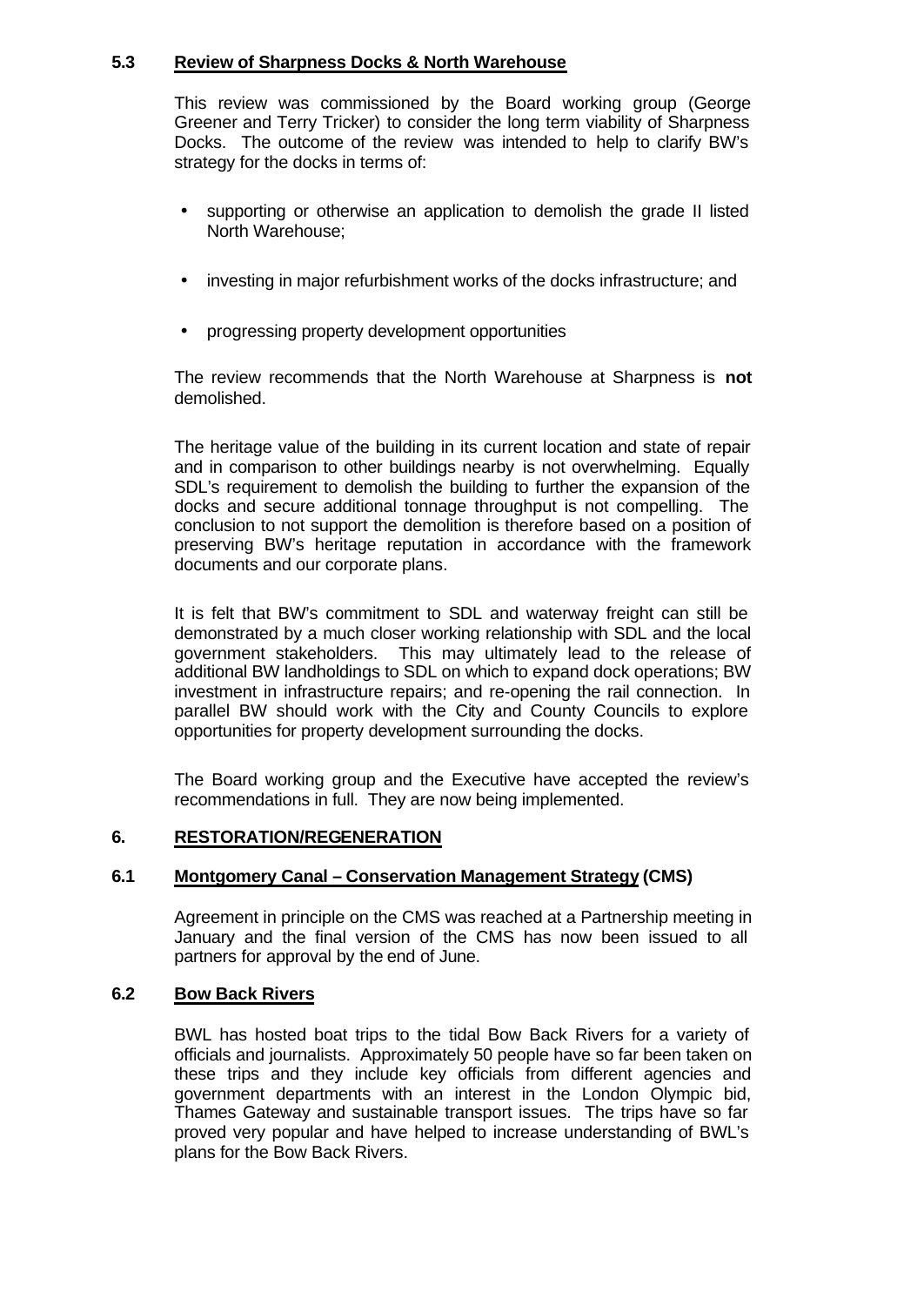### 5.3 Review of Sharpness Docks & North Warehouse

This review was commissioned by the Board working group (George Greener and Terry Tricker) to consider the long term viability of Sharpness Docks. The outcome of the review was intended to help to clarify BW's strategy for the docks in terms of:

- supporting or otherwise an application to demolish the grade II listed North Warehouse;
- investing in major refurbishment works of the docks infrastructure; and
- progressing property development opportunities

The review recommends that the North Warehouse at Sharpness is **not** demolished.

The heritage value of the building in its current location and state of repair and in comparison to other buildings nearby is not overwhelming. Equally SDL's requirement to demolish the building to further the expansion of the docks and secure additional tonnage throughput is not compelling. The conclusion to not support the demolition is therefore based on a position of preserving BW's heritage reputation in accordance with the framework documents and our corporate plans.

It is felt that BW's commitment to SDL and waterway freight can still be demonstrated by a much closer working relationship with SDL and the local government stakeholders. This may ultimately lead to the release of additional BW landholdings to SDL on which to expand dock operations; BW investment in infrastructure repairs; and re-opening the rail connection. In parallel BW should work with the City and County Councils to explore opportunities for property development surrounding the docks.

The Board working group and the Executive have accepted the review's recommendations in full. They are now being implemented.

## 6. RESTORATION/REGENERATION

### 6.1 Montgomery Canal – Conservation Management Strategy (CMS)

Agreement in principle on the CMS was reached at a Partnership meeting in January and the final version of the CMS has now been issued to all partners for approval by the end of June.

### 6.2 Bow Back Rivers

BWL has hosted boat trips to the tidal Bow Back Rivers for a variety of officials and journalists. Approximately 50 people have so far been taken on these trips and they include key officials from different agencies and government departments with an interest in the London Olympic bid, Thames Gateway and sustainable transport issues. The trips have so far proved very popular and have helped to increase understanding of BWL's plans for the Bow Back Rivers.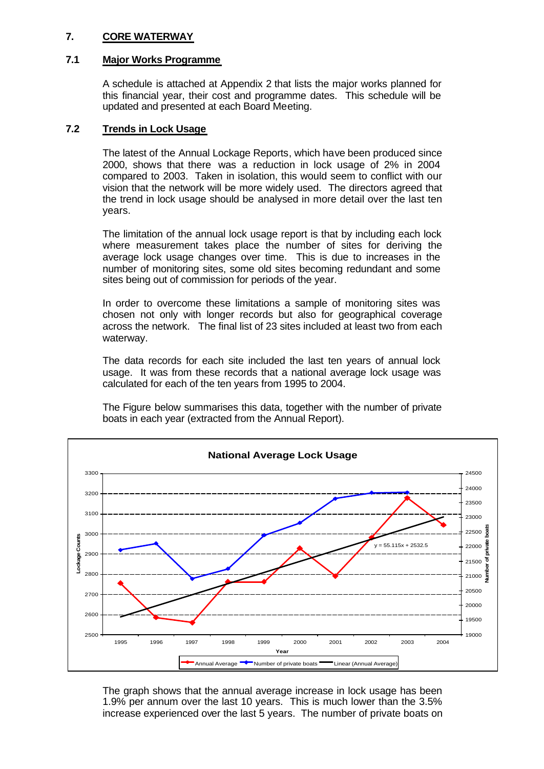## 7. CORE WATERWAY

### 7.1 Major Works Programme

A schedule is attached at Appendix 2 that lists the major works planned for this financial year, their cost and programme dates. This schedule will be updated and presented at each Board Meeting.

### 7.2 Trends in Lock Usage

The latest of the Annual Lockage Reports, which have been produced since 2000, shows that there was a reduction in lock usage of 2% in 2004 compared to 2003. Taken in isolation, this would seem to conflict with our vision that the network will be more widely used. The directors agreed that the trend in lock usage should be analysed in more detail over the last ten years.

The limitation of the annual lock usage report is that by including each lock where measurement takes place the number of sites for deriving the average lock usage changes over time. This is due to increases in the number of monitoring sites, some old sites becoming redundant and some sites being out of commission for periods of the year.

In order to overcome these limitations a sample of monitoring sites was chosen not only with longer records but also for geographical coverage across the network. The final list of 23 sites included at least two from each waterway.

The data records for each site included the last ten years of annual lock usage. It was from these records that a national average lock usage was calculated for each of the ten years from 1995 to 2004.

The Figure below summarises this data, together with the number of private boats in each year (extracted from the Annual Report).

**National Average Lock Usage**

(Chart: Lockage Counts (2500–3300) and Number of private boats (19000–24500) by Year, 1995–2004. Series: Annual Average, Number of private boats, Linear (Annual Average). Trendline: $y = 55.115x + 2532.5$)

The graph shows that the annual average increase in lock usage has been 1.9% per annum over the last 10 years. This is much lower than the 3.5% increase experienced over the last 5 years. The number of private boats on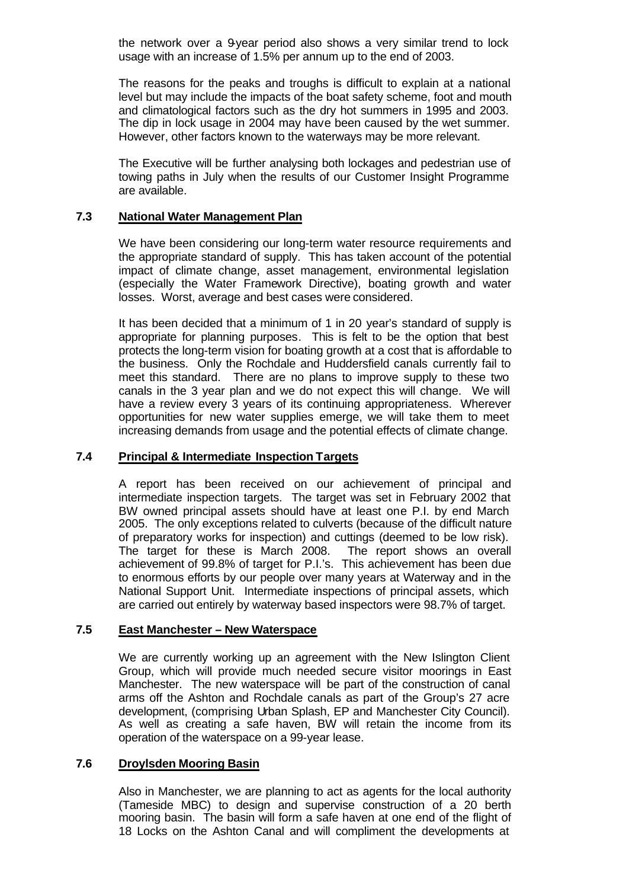the network over a 9-year period also shows a very similar trend to lock usage with an increase of 1.5% per annum up to the end of 2003.

The reasons for the peaks and troughs is difficult to explain at a national level but may include the impacts of the boat safety scheme, foot and mouth and climatological factors such as the dry hot summers in 1995 and 2003. The dip in lock usage in 2004 may have been caused by the wet summer. However, other factors known to the waterways may be more relevant.

The Executive will be further analysing both lockages and pedestrian use of towing paths in July when the results of our Customer Insight Programme are available.

### 7.3 National Water Management Plan

We have been considering our long-term water resource requirements and the appropriate standard of supply. This has taken account of the potential impact of climate change, asset management, environmental legislation (especially the Water Framework Directive), boating growth and water losses. Worst, average and best cases were considered.

It has been decided that a minimum of 1 in 20 year's standard of supply is appropriate for planning purposes. This is felt to be the option that best protects the long-term vision for boating growth at a cost that is affordable to the business. Only the Rochdale and Huddersfield canals currently fail to meet this standard. There are no plans to improve supply to these two canals in the 3 year plan and we do not expect this will change. We will have a review every 3 years of its continuing appropriateness. Wherever opportunities for new water supplies emerge, we will take them to meet increasing demands from usage and the potential effects of climate change.

### 7.4 Principal & Intermediate Inspection Targets

A report has been received on our achievement of principal and intermediate inspection targets. The target was set in February 2002 that BW owned principal assets should have at least one P.I. by end March 2005. The only exceptions related to culverts (because of the difficult nature of preparatory works for inspection) and cuttings (deemed to be low risk). The target for these is March 2008. The report shows an overall achievement of 99.8% of target for P.I.'s. This achievement has been due to enormous efforts by our people over many years at Waterway and in the National Support Unit. Intermediate inspections of principal assets, which are carried out entirely by waterway based inspectors were 98.7% of target.

### 7.5 East Manchester – New Waterspace

We are currently working up an agreement with the New Islington Client Group, which will provide much needed secure visitor moorings in East Manchester. The new waterspace will be part of the construction of canal arms off the Ashton and Rochdale canals as part of the Group's 27 acre development, (comprising Urban Splash, EP and Manchester City Council). As well as creating a safe haven, BW will retain the income from its operation of the waterspace on a 99-year lease.

### 7.6 Droylsden Mooring Basin

Also in Manchester, we are planning to act as agents for the local authority (Tameside MBC) to design and supervise construction of a 20 berth mooring basin. The basin will form a safe haven at one end of the flight of 18 Locks on the Ashton Canal and will compliment the developments at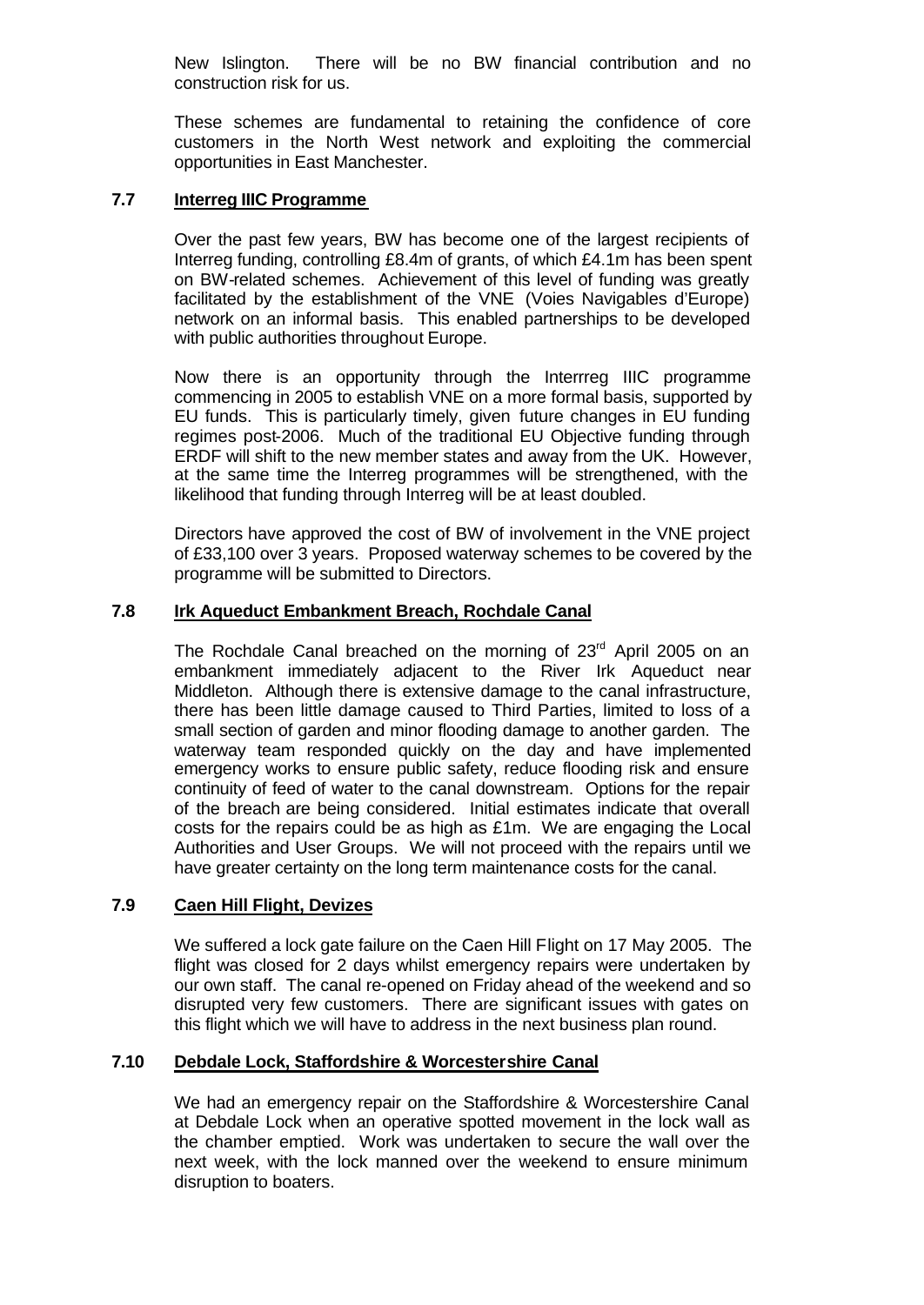New Islington. There will be no BW financial contribution and no construction risk for us.

These schemes are fundamental to retaining the confidence of core customers in the North West network and exploiting the commercial opportunities in East Manchester.

### 7.7 Interreg IIIC Programme

Over the past few years, BW has become one of the largest recipients of Interreg funding, controlling £8.4m of grants, of which £4.1m has been spent on BW-related schemes. Achievement of this level of funding was greatly facilitated by the establishment of the VNE (Voies Navigables d'Europe) network on an informal basis. This enabled partnerships to be developed with public authorities throughout Europe.

Now there is an opportunity through the Interrreg IIIC programme commencing in 2005 to establish VNE on a more formal basis, supported by EU funds. This is particularly timely, given future changes in EU funding regimes post-2006. Much of the traditional EU Objective funding through ERDF will shift to the new member states and away from the UK. However, at the same time the Interreg programmes will be strengthened, with the likelihood that funding through Interreg will be at least doubled.

Directors have approved the cost of BW of involvement in the VNE project of £33,100 over 3 years. Proposed waterway schemes to be covered by the programme will be submitted to Directors.

### 7.8 Irk Aqueduct Embankment Breach, Rochdale Canal

The Rochdale Canal breached on the morning of 23rd April 2005 on an embankment immediately adjacent to the River Irk Aqueduct near Middleton. Although there is extensive damage to the canal infrastructure, there has been little damage caused to Third Parties, limited to loss of a small section of garden and minor flooding damage to another garden. The waterway team responded quickly on the day and have implemented emergency works to ensure public safety, reduce flooding risk and ensure continuity of feed of water to the canal downstream. Options for the repair of the breach are being considered. Initial estimates indicate that overall costs for the repairs could be as high as £1m. We are engaging the Local Authorities and User Groups. We will not proceed with the repairs until we have greater certainty on the long term maintenance costs for the canal.

### 7.9 Caen Hill Flight, Devizes

We suffered a lock gate failure on the Caen Hill Flight on 17 May 2005. The flight was closed for 2 days whilst emergency repairs were undertaken by our own staff. The canal re-opened on Friday ahead of the weekend and so disrupted very few customers. There are significant issues with gates on this flight which we will have to address in the next business plan round.

### 7.10 Debdale Lock, Staffordshire & Worcestershire Canal

We had an emergency repair on the Staffordshire & Worcestershire Canal at Debdale Lock when an operative spotted movement in the lock wall as the chamber emptied. Work was undertaken to secure the wall over the next week, with the lock manned over the weekend to ensure minimum disruption to boaters.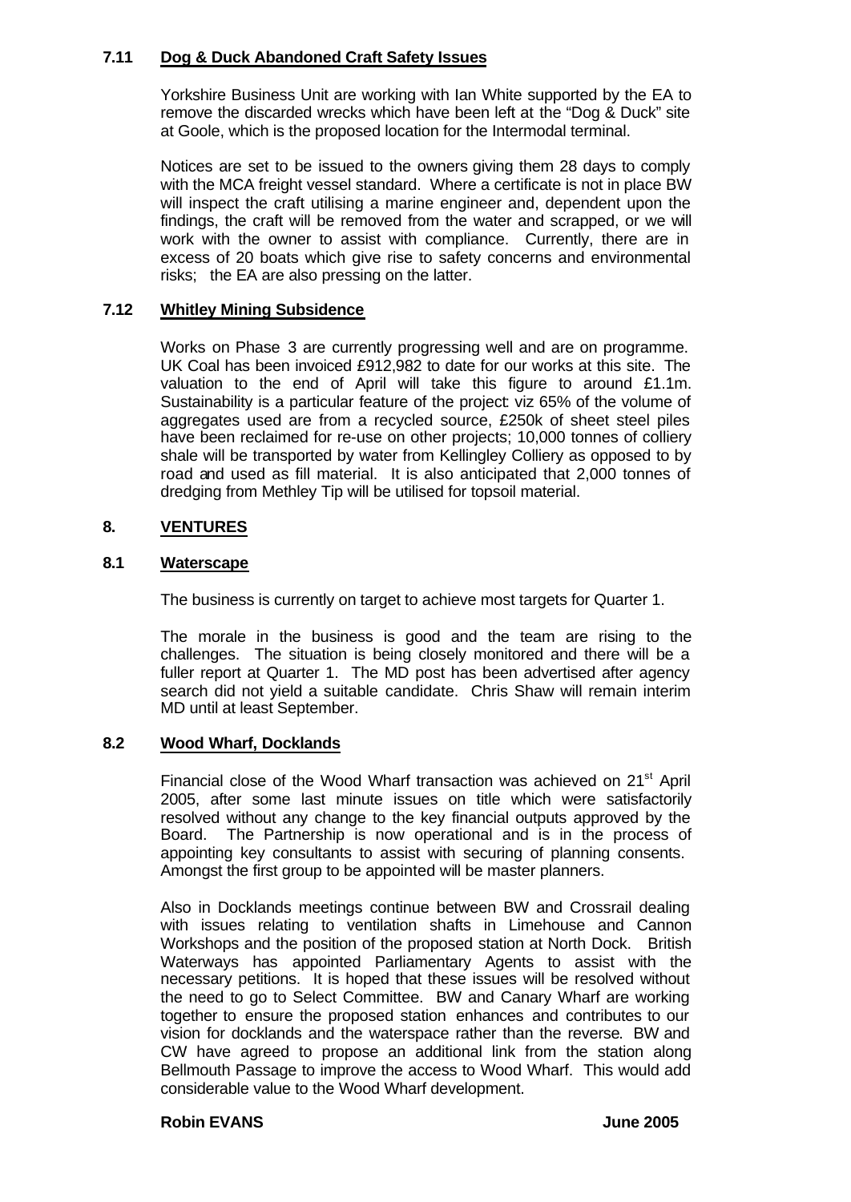### 7.11 Dog & Duck Abandoned Craft Safety Issues

Yorkshire Business Unit are working with Ian White supported by the EA to remove the discarded wrecks which have been left at the "Dog & Duck" site at Goole, which is the proposed location for the Intermodal terminal.

Notices are set to be issued to the owners giving them 28 days to comply with the MCA freight vessel standard. Where a certificate is not in place BW will inspect the craft utilising a marine engineer and, dependent upon the findings, the craft will be removed from the water and scrapped, or we will work with the owner to assist with compliance. Currently, there are in excess of 20 boats which give rise to safety concerns and environmental risks; the EA are also pressing on the latter.

### 7.12 Whitley Mining Subsidence

Works on Phase 3 are currently progressing well and are on programme. UK Coal has been invoiced £912,982 to date for our works at this site. The valuation to the end of April will take this figure to around £1.1m. Sustainability is a particular feature of the project: viz 65% of the volume of aggregates used are from a recycled source, £250k of sheet steel piles have been reclaimed for re-use on other projects; 10,000 tonnes of colliery shale will be transported by water from Kellingley Colliery as opposed to by road and used as fill material. It is also anticipated that 2,000 tonnes of dredging from Methley Tip will be utilised for topsoil material.

## 8. VENTURES

### 8.1 Waterscape

The business is currently on target to achieve most targets for Quarter 1.

The morale in the business is good and the team are rising to the challenges. The situation is being closely monitored and there will be a fuller report at Quarter 1. The MD post has been advertised after agency search did not yield a suitable candidate. Chris Shaw will remain interim MD until at least September.

### 8.2 Wood Wharf, Docklands

Financial close of the Wood Wharf transaction was achieved on 21st April 2005, after some last minute issues on title which were satisfactorily resolved without any change to the key financial outputs approved by the Board. The Partnership is now operational and is in the process of appointing key consultants to assist with securing of planning consents. Amongst the first group to be appointed will be master planners.

Also in Docklands meetings continue between BW and Crossrail dealing with issues relating to ventilation shafts in Limehouse and Cannon Workshops and the position of the proposed station at North Dock. British Waterways has appointed Parliamentary Agents to assist with the necessary petitions. It is hoped that these issues will be resolved without the need to go to Select Committee. BW and Canary Wharf are working together to ensure the proposed station enhances and contributes to our vision for docklands and the waterspace rather than the reverse. BW and CW have agreed to propose an additional link from the station along Bellmouth Passage to improve the access to Wood Wharf. This would add considerable value to the Wood Wharf development.

**Robin EVANS** **June 2005**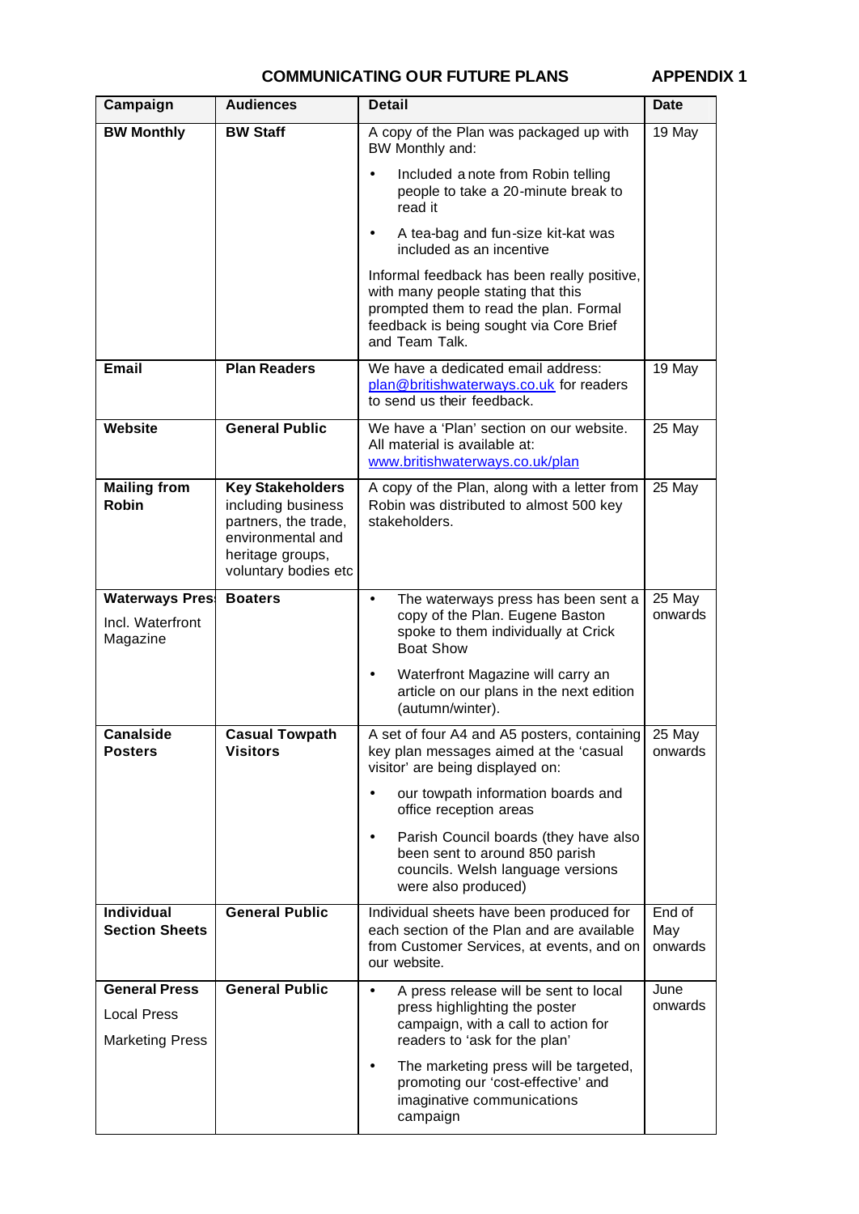## COMMUNICATING OUR FUTURE PLANS — APPENDIX 1

| Campaign | Audiences | Detail | Date |
|---|---|---|---|
| **BW Monthly** | **BW Staff** | A copy of the Plan was packaged up with BW Monthly and:<br>• Included a note from Robin telling people to take a 20-minute break to read it<br>• A tea-bag and fun-size kit-kat was included as an incentive<br>Informal feedback has been really positive, with many people stating that this prompted them to read the plan. Formal feedback is being sought via Core Brief and Team Talk. | 19 May |
| **Email** | **Plan Readers** | We have a dedicated email address: plan@britishwaterways.co.uk for readers to send us their feedback. | 19 May |
| **Website** | **General Public** | We have a 'Plan' section on our website. All material is available at: www.britishwaterways.co.uk/plan | 25 May |
| **Mailing from Robin** | **Key Stakeholders** including business partners, the trade, environmental and heritage groups, voluntary bodies etc | A copy of the Plan, along with a letter from Robin was distributed to almost 500 key stakeholders. | 25 May |
| **Waterways Press**<br>Incl. Waterfront Magazine | **Boaters** | • The waterways press has been sent a copy of the Plan. Eugene Baston spoke to them individually at Crick Boat Show<br>• Waterfront Magazine will carry an article on our plans in the next edition (autumn/winter). | 25 May onwards |
| **Canalside Posters** | **Casual Towpath Visitors** | A set of four A4 and A5 posters, containing key plan messages aimed at the 'casual visitor' are being displayed on:<br>• our towpath information boards and office reception areas<br>• Parish Council boards (they have also been sent to around 850 parish councils. Welsh language versions were also produced) | 25 May onwards |
| **Individual Section Sheets** | **General Public** | Individual sheets have been produced for each section of the Plan and are available from Customer Services, at events, and on our website. | End of May onwards |
| **General Press**<br>Local Press<br>Marketing Press | **General Public** | • A press release will be sent to local press highlighting the poster campaign, with a call to action for readers to 'ask for the plan'<br>• The marketing press will be targeted, promoting our 'cost-effective' and imaginative communications campaign | June onwards |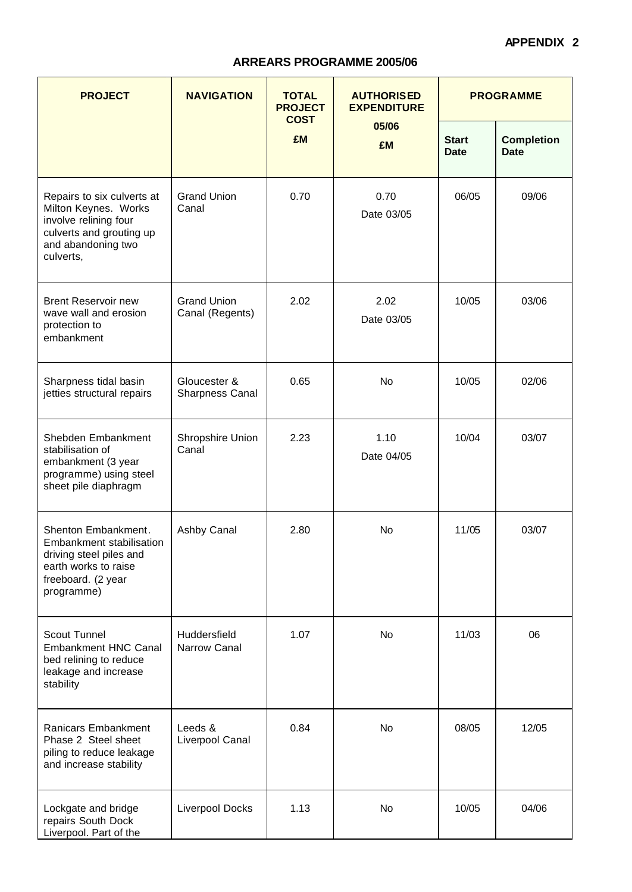**APPENDIX 2**

## ARREARS PROGRAMME 2005/06

| PROJECT | NAVIGATION | TOTAL PROJECT COST £M | AUTHORISED EXPENDITURE 05/06 £M | PROGRAMME | |
|---|---|---|---|---|---|
| | | | | Start Date | Completion Date |
| Repairs to six culverts at Milton Keynes. Works involve relining four culverts and grouting up and abandoning two culverts, | Grand Union Canal | 0.70 | 0.70 Date 03/05 | 06/05 | 09/06 |
| Brent Reservoir new wave wall and erosion protection to embankment | Grand Union Canal (Regents) | 2.02 | 2.02 Date 03/05 | 10/05 | 03/06 |
| Sharpness tidal basin jetties structural repairs | Gloucester & Sharpness Canal | 0.65 | No | 10/05 | 02/06 |
| Shebden Embankment stabilisation of embankment (3 year programme) using steel sheet pile diaphragm | Shropshire Union Canal | 2.23 | 1.10 Date 04/05 | 10/04 | 03/07 |
| Shenton Embankment. Embankment stabilisation driving steel piles and earth works to raise freeboard. (2 year programme) | Ashby Canal | 2.80 | No | 11/05 | 03/07 |
| Scout Tunnel Embankment HNC Canal bed relining to reduce leakage and increase stability | Huddersfield Narrow Canal | 1.07 | No | 11/03 | 06 |
| Ranicars Embankment Phase 2 Steel sheet piling to reduce leakage and increase stability | Leeds & Liverpool Canal | 0.84 | No | 08/05 | 12/05 |
| Lockgate and bridge repairs South Dock Liverpool. Part of the | Liverpool Docks | 1.13 | No | 10/05 | 04/06 |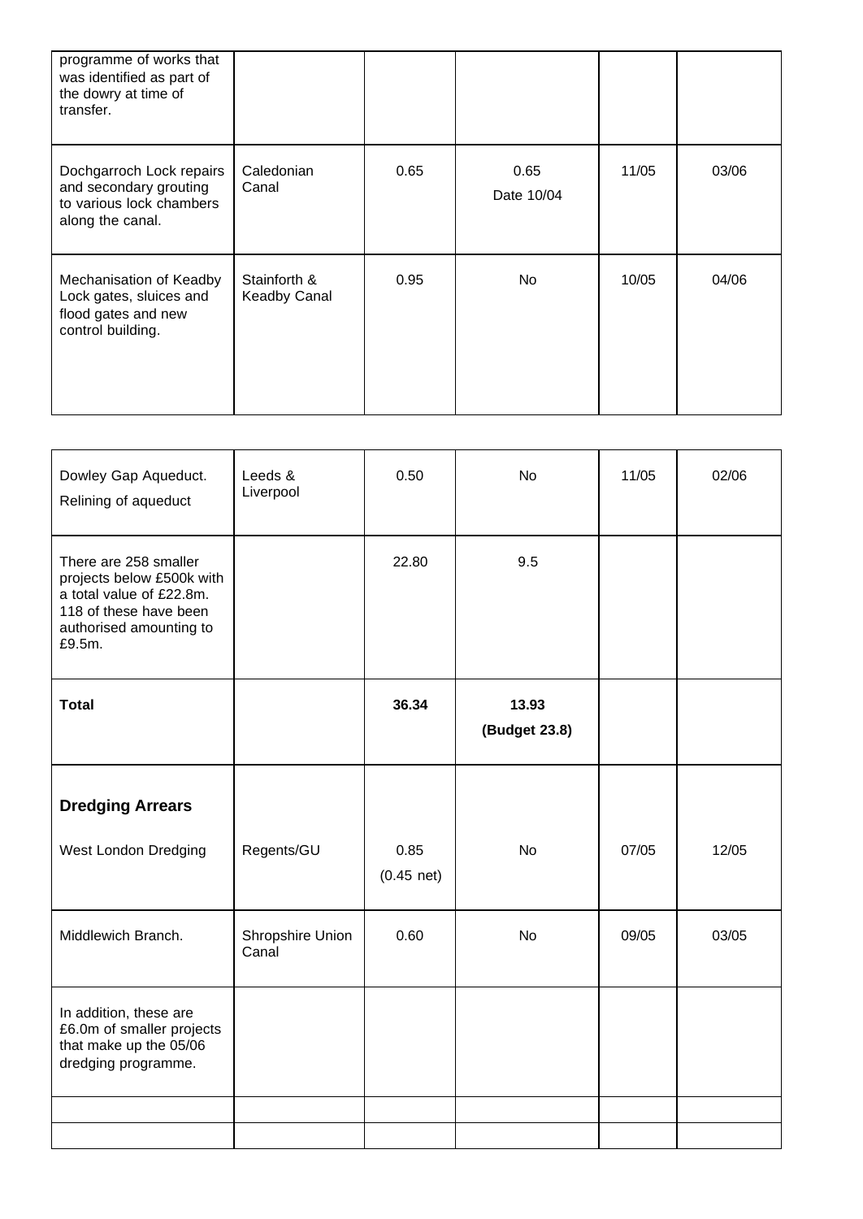| | | | | | |
|---|---|---|---|---|---|
| programme of works that was identified as part of the dowry at time of transfer. | | | | | |
| Dochgarroch Lock repairs and secondary grouting to various lock chambers along the canal. | Caledonian Canal | 0.65 | 0.65 Date 10/04 | 11/05 | 03/06 |
| Mechanisation of Keadby Lock gates, sluices and flood gates and new control building. | Stainforth & Keadby Canal | 0.95 | No | 10/05 | 04/06 |

| | | | | | |
|---|---|---|---|---|---|
| Dowley Gap Aqueduct. Relining of aqueduct | Leeds & Liverpool | 0.50 | No | 11/05 | 02/06 |
| There are 258 smaller projects below £500k with a total value of £22.8m. 118 of these have been authorised amounting to £9.5m. | | 22.80 | 9.5 | | |
| **Total** | | **36.34** | **13.93 (Budget 23.8)** | | |
| **Dredging Arrears** West London Dredging | Regents/GU | 0.85 (0.45 net) | No | 07/05 | 12/05 |
| Middlewich Branch. | Shropshire Union Canal | 0.60 | No | 09/05 | 03/05 |
| In addition, these are £6.0m of smaller projects that make up the 05/06 dredging programme. | | | | | |
| | | | | | |
| | | | | | |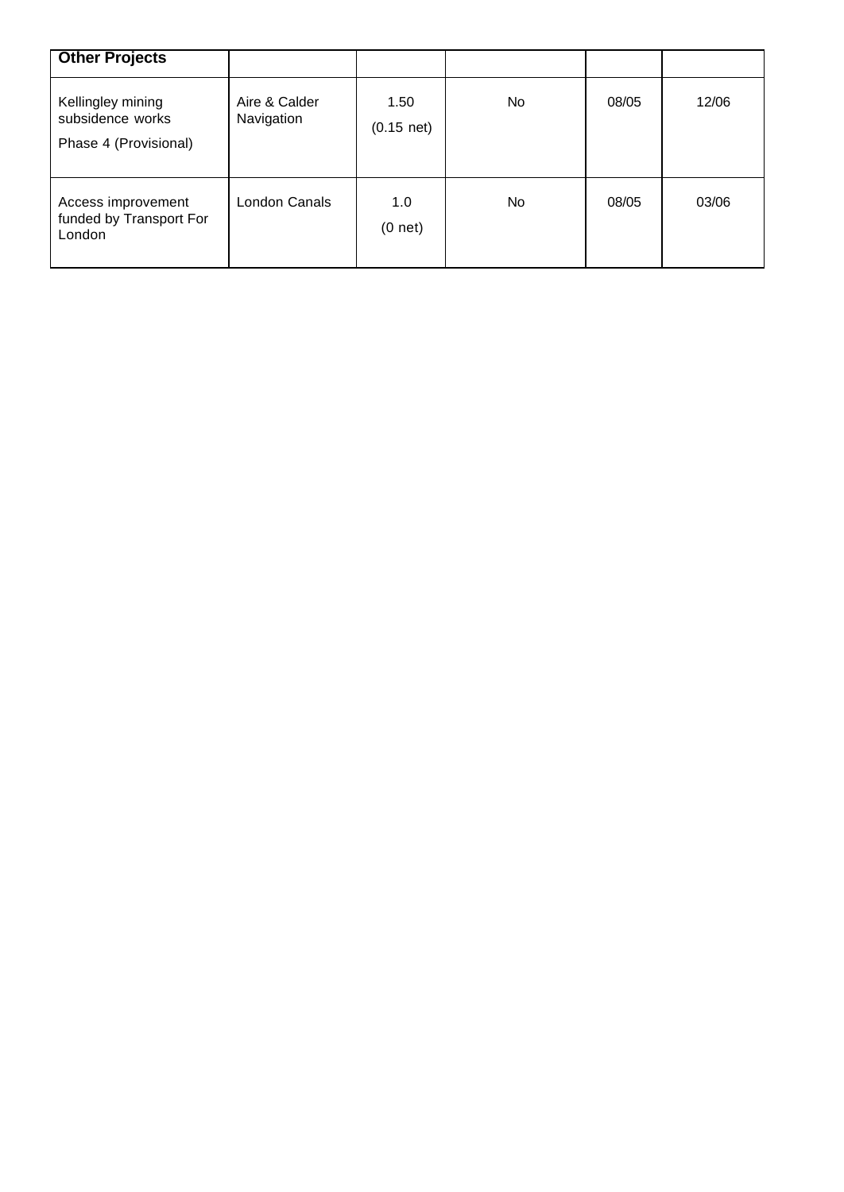| | | | | | |
|---|---|---|---|---|---|
| **Other Projects** | | | | | |
| Kellingley mining subsidence works Phase 4 (Provisional) | Aire & Calder Navigation | 1.50 (0.15 net) | No | 08/05 | 12/06 |
| Access improvement funded by Transport For London | London Canals | 1.0 (0 net) | No | 08/05 | 03/06 |